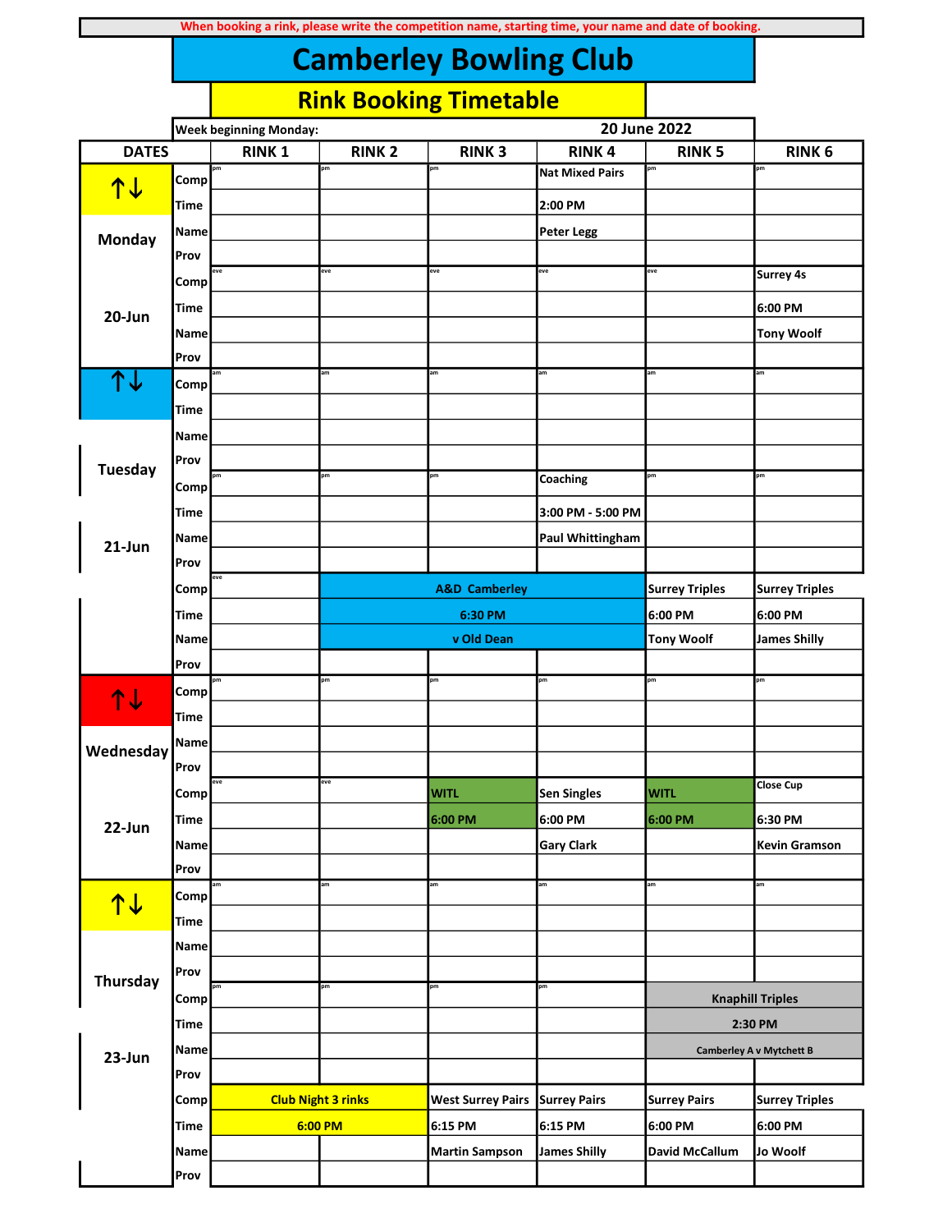When booking a rink, please write the competition name, starting time, your name and date of booking.

# Camberley Bowling Club

## Rink Booking Timetable

Week beginning Monday: 20 June 2022

| DATES | | RINK 1 | RINK 2 | RINK 3 | RINK 4 | RINK 5 | RINK 6 |
|---|---|---|---|---|---|---|---|
| ↑↓ | Comp | pm | pm | pm | Nat Mixed Pairs | pm | pm |
| | Time | | | | 2:00 PM | | |
| Monday | Name | | | | Peter Legg | | |
| | Prov | | | | | | |
| | Comp | eve | eve | eve | eve | eve | Surrey 4s |
| 20-Jun | Time | | | | | | 6:00 PM |
| | Name | | | | | | Tony Woolf |
| | Prov | | | | | | |
| ↑↓ | Comp | am | am | am | am | am | am |
| | Time | | | | | | |
| | Name | | | | | | |
| Tuesday | Prov | | | | | | |
| | Comp | pm | pm | pm | Coaching | pm | pm |
| | Time | | | | 3:00 PM - 5:00 PM | | |
| 21-Jun | Name | | | | Paul Whittingham | | |
| | Prov | | | | | | |
| | Comp | eve | A&D Camberley | | | Surrey Triples | Surrey Triples |
| | Time | | 6:30 PM | | | 6:00 PM | 6:00 PM |
| | Name | | v Old Dean | | | Tony Woolf | James Shilly |
| | Prov | | | | | | |
| ↑↓ | Comp | pm | pm | pm | pm | pm | pm |
| | Time | | | | | | |
| Wednesday | Name | | | | | | |
| | Prov | | | | | | |
| | Comp | eve | eve | WITL | Sen Singles | WITL | Close Cup |
| 22-Jun | Time | | | 6:00 PM | 6:00 PM | 6:00 PM | 6:30 PM |
| | Name | | | | Gary Clark | | Kevin Gramson |
| | Prov | | | | | | |
| ↑↓ | Comp | am | am | am | am | am | am |
| | Time | | | | | | |
| | Name | | | | | | |
| Thursday | Prov | | | | | | |
| | Comp | pm | pm | pm | pm | Knaphill Triples | |
| | Time | | | | | 2:30 PM | |
| 23-Jun | Name | | | | | Camberley A v Mytchett B | |
| | Prov | | | | | | |
| | Comp | Club Night 3 rinks | | West Surrey Pairs | Surrey Pairs | Surrey Pairs | Surrey Triples |
| | Time | 6:00 PM | | 6:15 PM | 6:15 PM | 6:00 PM | 6:00 PM |
| | Name | | | Martin Sampson | James Shilly | David McCallum | Jo Woolf |
| | Prov | | | | | | |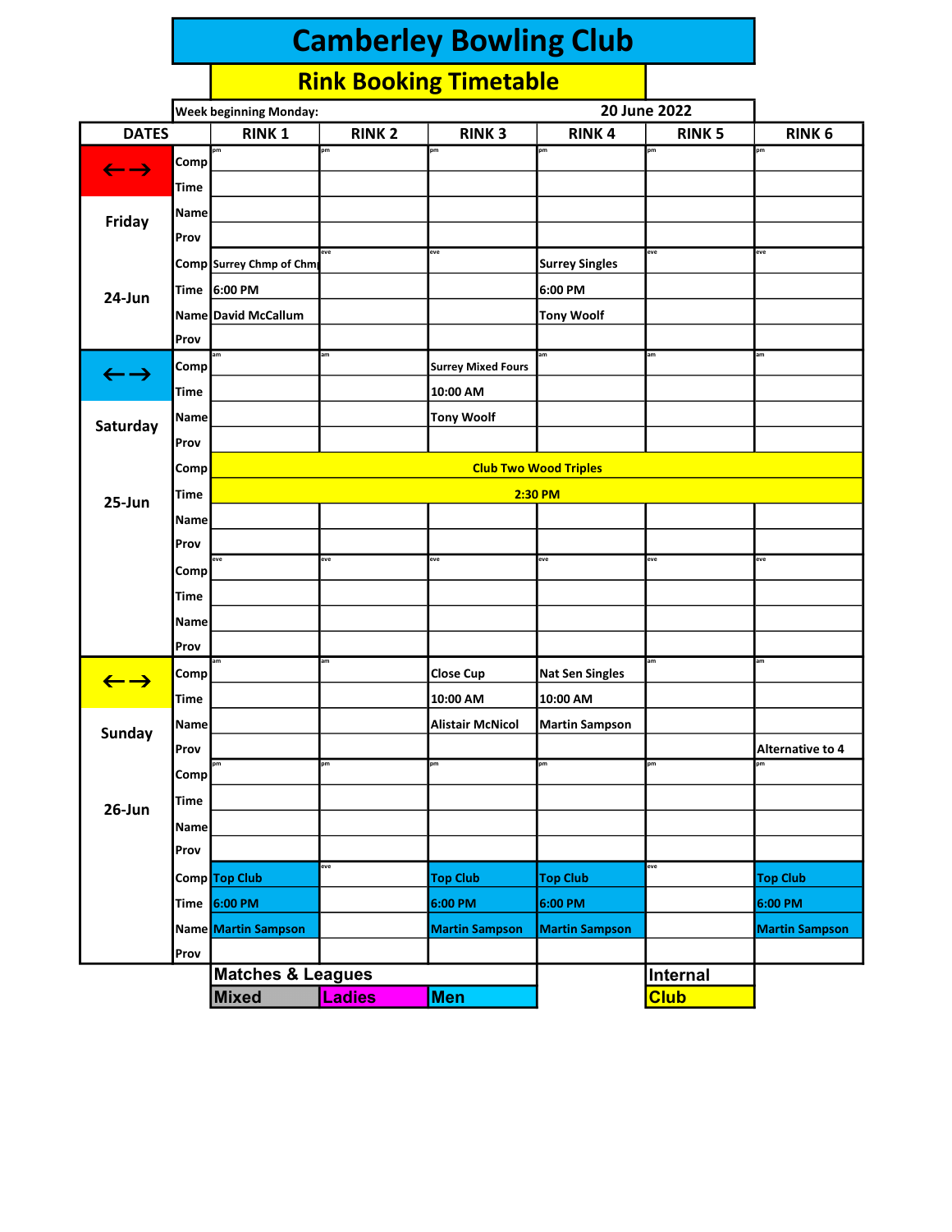# Camberley Bowling Club

## Rink Booking Timetable

Week beginning Monday: 20 June 2022

| DATES | | RINK 1 | RINK 2 | RINK 3 | RINK 4 | RINK 5 | RINK 6 |
|---|---|---|---|---|---|---|---|
| ←→ | Comp | pm | pm | pm | pm | pm | pm |
| | Time | | | | | | |
| Friday | Name | | | | | | |
| | Prov | | | | | | |
| | Comp | Surrey Chmp of Chmp | eve | eve | Surrey Singles | eve | eve |
| 24-Jun | Time | 6:00 PM | | | 6:00 PM | | |
| | Name | David McCallum | | | Tony Woolf | | |
| | Prov | | | | | | |
| ←→ | Comp | am | am | Surrey Mixed Fours | am | am | am |
| | Time | | | 10:00 AM | | | |
| Saturday | Name | | | Tony Woolf | | | |
| | Prov | | | | | | |
| | Comp | Club Two Wood Triples | | | | | |
| 25-Jun | Time | 2:30 PM | | | | | |
| | Name | | | | | | |
| | Prov | | | | | | |
| | Comp | eve | eve | eve | eve | eve | eve |
| | Time | | | | | | |
| | Name | | | | | | |
| | Prov | | | | | | |
| ←→ | Comp | am | am | Close Cup | Nat Sen Singles | am | am |
| | Time | | | 10:00 AM | 10:00 AM | | |
| Sunday | Name | | | Alistair McNicol | Martin Sampson | | |
| | Prov | | | | | | Alternative to 4 |
| | Comp | pm | pm | pm | pm | pm | pm |
| 26-Jun | Time | | | | | | |
| | Name | | | | | | |
| | Prov | | | | | | |
| | Comp | Top Club | eve | Top Club | Top Club | eve | Top Club |
| | Time | 6:00 PM | | 6:00 PM | 6:00 PM | | 6:00 PM |
| | Name | Martin Sampson | | Martin Sampson | Martin Sampson | | Martin Sampson |
| | Prov | | | | | | |

| Matches & Leagues | | | Internal |
|---|---|---|---|
| Mixed | Ladies | Men | Club |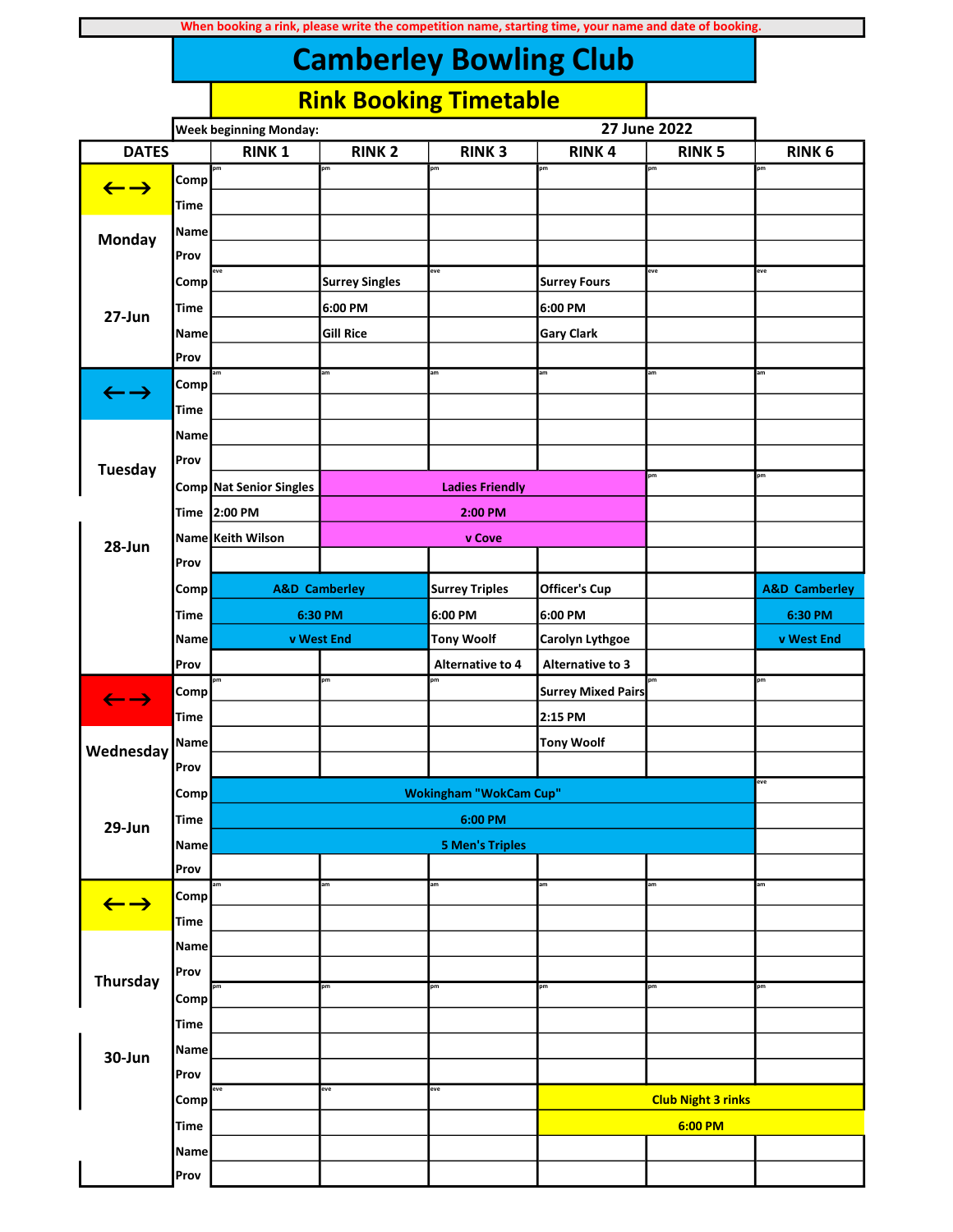When booking a rink, please write the competition name, starting time, your name and date of booking.

# Camberley Bowling Club

## Rink Booking Timetable

Week beginning Monday: 27 June 2022

| DATES | | RINK 1 | RINK 2 | RINK 3 | RINK 4 | RINK 5 | RINK 6 |
|---|---|---|---|---|---|---|---|
| ←→ | Comp | pm | pm | pm | pm | pm | pm |
| | Time | | | | | | |
| Monday | Name | | | | | | |
| | Prov | | | | | | |
| | Comp | eve | Surrey Singles | eve | Surrey Fours | eve | eve |
| 27-Jun | Time | | 6:00 PM | | 6:00 PM | | |
| | Name | | Gill Rice | | Gary Clark | | |
| | Prov | | | | | | |
| ←→ | Comp | am | am | am | am | am | am |
| | Time | | | | | | |
| | Name | | | | | | |
| Tuesday | Prov | | | | | | |
| | Comp | Nat Senior Singles | Ladies Friendly | | | pm | pm |
| | Time | 2:00 PM | 2:00 PM | | | | |
| 28-Jun | Name | Keith Wilson | v Cove | | | | |
| | Prov | | | | | | |
| | Comp | A&D Camberley | | Surrey Triples | Officer's Cup | | A&D Camberley |
| | Time | 6:30 PM | | 6:00 PM | 6:00 PM | | 6:30 PM |
| | Name | v West End | | Tony Woolf | Carolyn Lythgoe | | v West End |
| | Prov | | | Alternative to 4 | Alternative to 3 | | |
| ←→ | Comp | pm | pm | pm | Surrey Mixed Pairs | pm | pm |
| | Time | | | | 2:15 PM | | |
| Wednesday | Name | | | | Tony Woolf | | |
| | Prov | | | | | | |
| | Comp | Wokingham "WokCam Cup" | | | | | eve |
| 29-Jun | Time | 6:00 PM | | | | | |
| | Name | 5 Men's Triples | | | | | |
| | Prov | | | | | | |
| ←→ | Comp | am | am | am | am | am | am |
| | Time | | | | | | |
| | Name | | | | | | |
| Thursday | Prov | | | | | | |
| | Comp | pm | pm | pm | pm | pm | pm |
| | Time | | | | | | |
| 30-Jun | Name | | | | | | |
| | Prov | | | | | | |
| | Comp | eve | eve | eve | Club Night 3 rinks | | |
| | Time | | | | 6:00 PM | | |
| | Name | | | | | | |
| | Prov | | | | | | |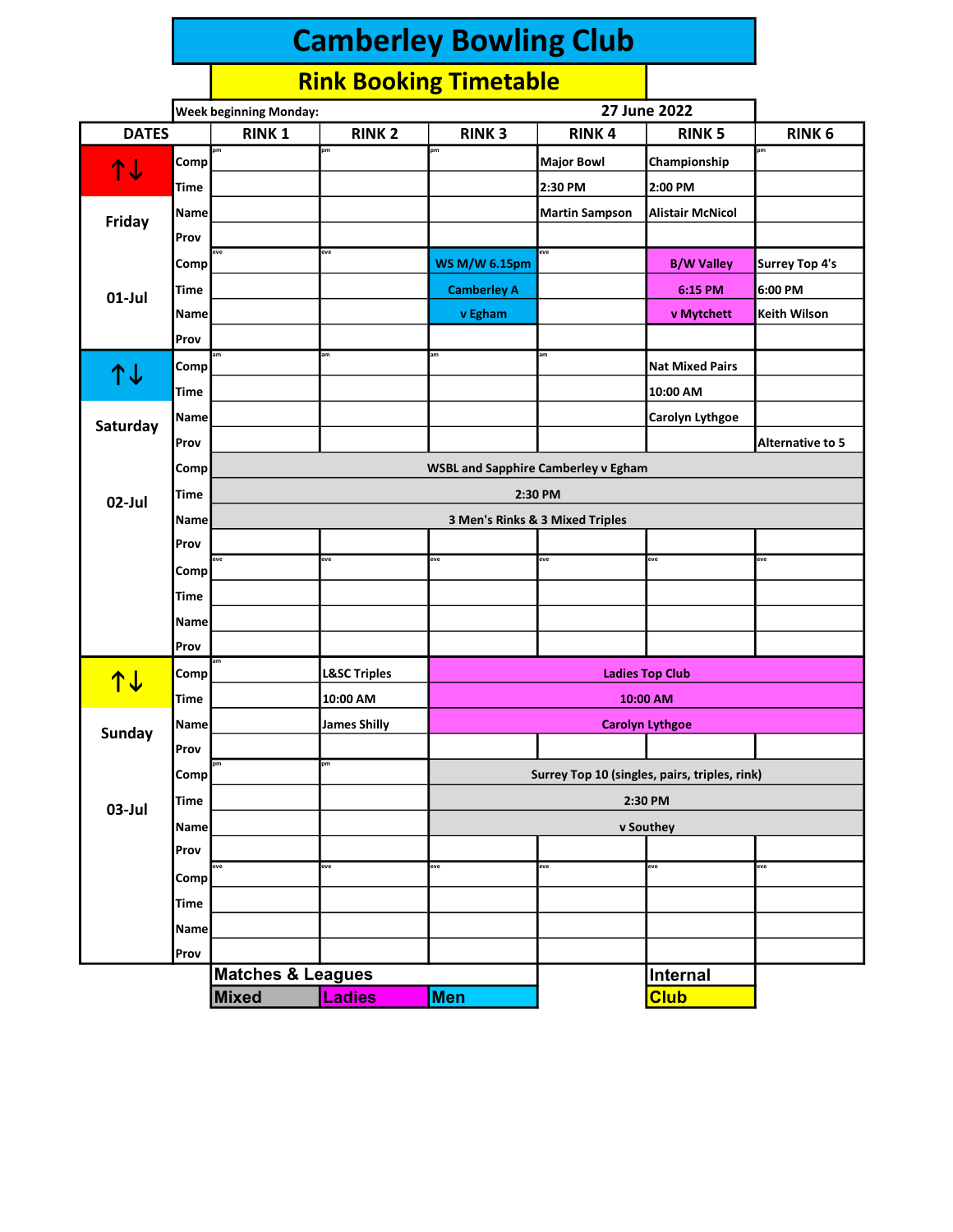# Camberley Bowling Club

## Rink Booking Timetable

Week beginning Monday: 27 June 2022

| DATES | | RINK 1 | RINK 2 | RINK 3 | RINK 4 | RINK 5 | RINK 6 |
|---|---|---|---|---|---|---|---|
| ↑↓ | Comp | pm | pm | pm | Major Bowl | Championship | pm |
| | Time | | | | 2:30 PM | 2:00 PM | |
| Friday | Name | | | | Martin Sampson | Alistair McNicol | |
| | Prov | | | | | | |
| | Comp | eve | eve | WS M/W 6.15pm | eve | B/W Valley | Surrey Top 4's |
| 01-Jul | Time | | | Camberley A | | 6:15 PM | 6:00 PM |
| | Name | | | v Egham | | v Mytchett | Keith Wilson |
| | Prov | | | | | | |
| ↑↓ | Comp | am | am | am | am | Nat Mixed Pairs | |
| | Time | | | | | 10:00 AM | |
| Saturday | Name | | | | | Carolyn Lythgoe | |
| | Prov | | | | | | Alternative to 5 |
| | Comp | WSBL and Sapphire Camberley v Egham | | | | | |
| 02-Jul | Time | 2:30 PM | | | | | |
| | Name | 3 Men's Rinks & 3 Mixed Triples | | | | | |
| | Prov | | | | | | |
| | Comp | eve | eve | eve | eve | eve | eve |
| | Time | | | | | | |
| | Name | | | | | | |
| | Prov | | | | | | |
| ↑↓ | Comp | am | L&SC Triples | Ladies Top Club | | | |
| | Time | | 10:00 AM | 10:00 AM | | | |
| Sunday | Name | | James Shilly | Carolyn Lythgoe | | | |
| | Prov | | | | | | |
| | Comp | pm | pm | Surrey Top 10 (singles, pairs, triples, rink) | | | |
| 03-Jul | Time | | | 2:30 PM | | | |
| | Name | | | v Southey | | | |
| | Prov | | | | | | |
| | Comp | eve | eve | eve | eve | eve | eve |
| | Time | | | | | | |
| | Name | | | | | | |
| | Prov | | | | | | |

| Matches & Leagues | | | Internal |
|---|---|---|---|
| Mixed | Ladies | Men | Club |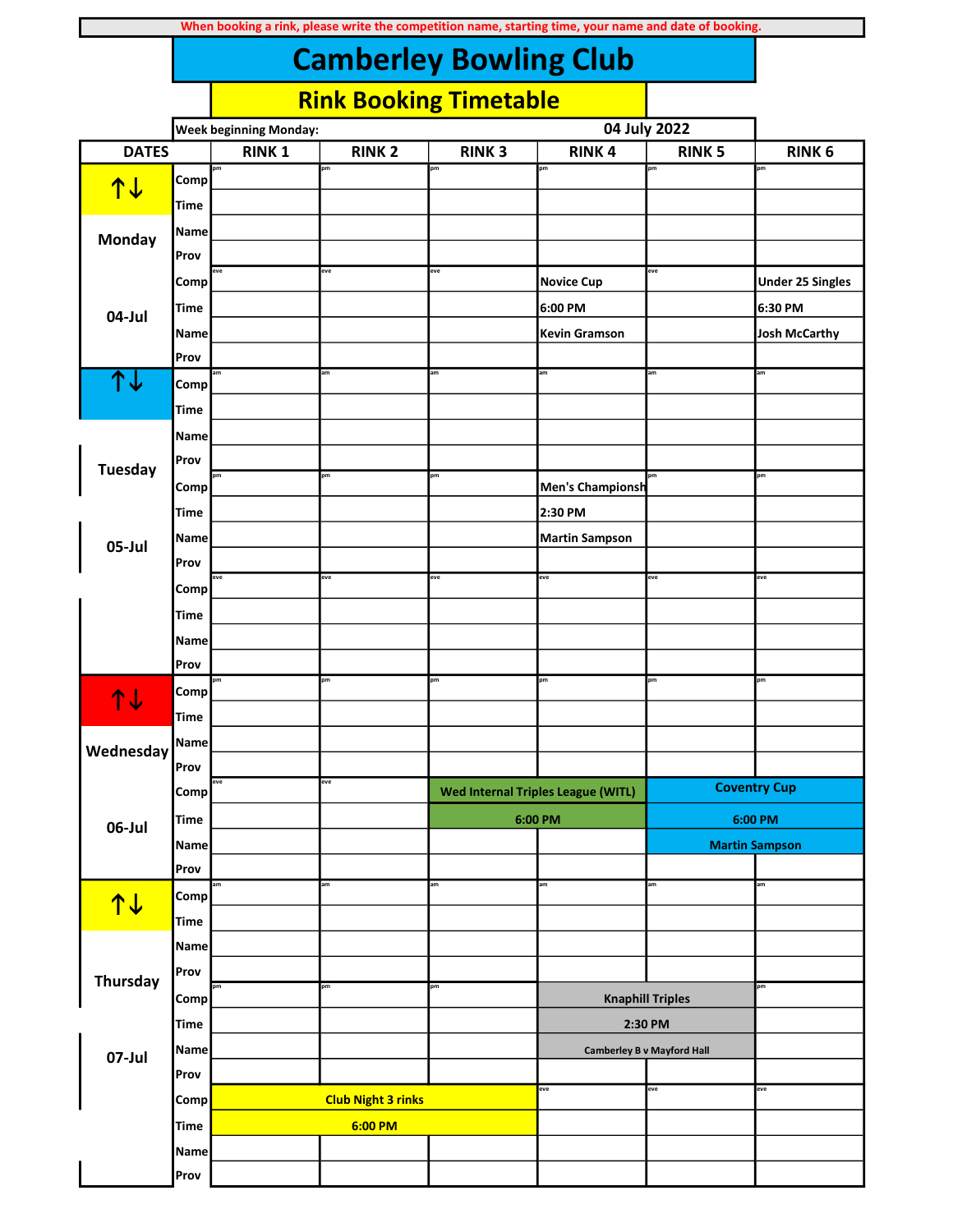When booking a rink, please write the competition name, starting time, your name and date of booking.

# Camberley Bowling Club

## Rink Booking Timetable

Week beginning Monday: 04 July 2022

| DATES | | RINK 1 | RINK 2 | RINK 3 | RINK 4 | RINK 5 | RINK 6 |
|---|---|---|---|---|---|---|---|
| ↑↓ Monday 04-Jul | Comp | pm | pm | pm | pm | pm | pm |
| | Time | | | | | | |
| | Name | | | | | | |
| | Prov | | | | | | |
| | Comp | eve | eve | eve | Novice Cup | eve | Under 25 Singles |
| | Time | | | | 6:00 PM | | 6:30 PM |
| | Name | | | | Kevin Gramson | | Josh McCarthy |
| | Prov | | | | | | |
| ↑↓ Tuesday 05-Jul | Comp | am | am | am | am | am | am |
| | Time | | | | | | |
| | Name | | | | | | |
| | Prov | | | | | | |
| | Comp | pm | pm | pm | Men's Championsh | pm | pm |
| | Time | | | | 2:30 PM | | |
| | Name | | | | Martin Sampson | | |
| | Prov | | | | | | |
| | Comp | eve | eve | eve | eve | eve | eve |
| | Time | | | | | | |
| | Name | | | | | | |
| | Prov | | | | | | |
| ↑↓ Wednesday 06-Jul | Comp | pm | pm | pm | pm | pm | pm |
| | Time | | | | | | |
| | Name | | | | | | |
| | Prov | | | | | | |
| | Comp | eve | eve | Wed Internal Triples League (WITL) | | Coventry Cup | |
| | Time | | | 6:00 PM | | 6:00 PM | |
| | Name | | | | | Martin Sampson | |
| | Prov | | | | | | |
| ↑↓ Thursday 07-Jul | Comp | am | am | am | am | am | am |
| | Time | | | | | | |
| | Name | | | | | | |
| | Prov | | | | | | |
| | Comp | pm | pm | pm | Knaphill Triples | | pm |
| | Time | | | | 2:30 PM | | |
| | Name | | | | Camberley B v Mayford Hall | | |
| | Prov | | | | | | |
| | Comp | Club Night 3 rinks | | | eve | eve | eve |
| | Time | 6:00 PM | | | | | |
| | Name | | | | | | |
| | Prov | | | | | | |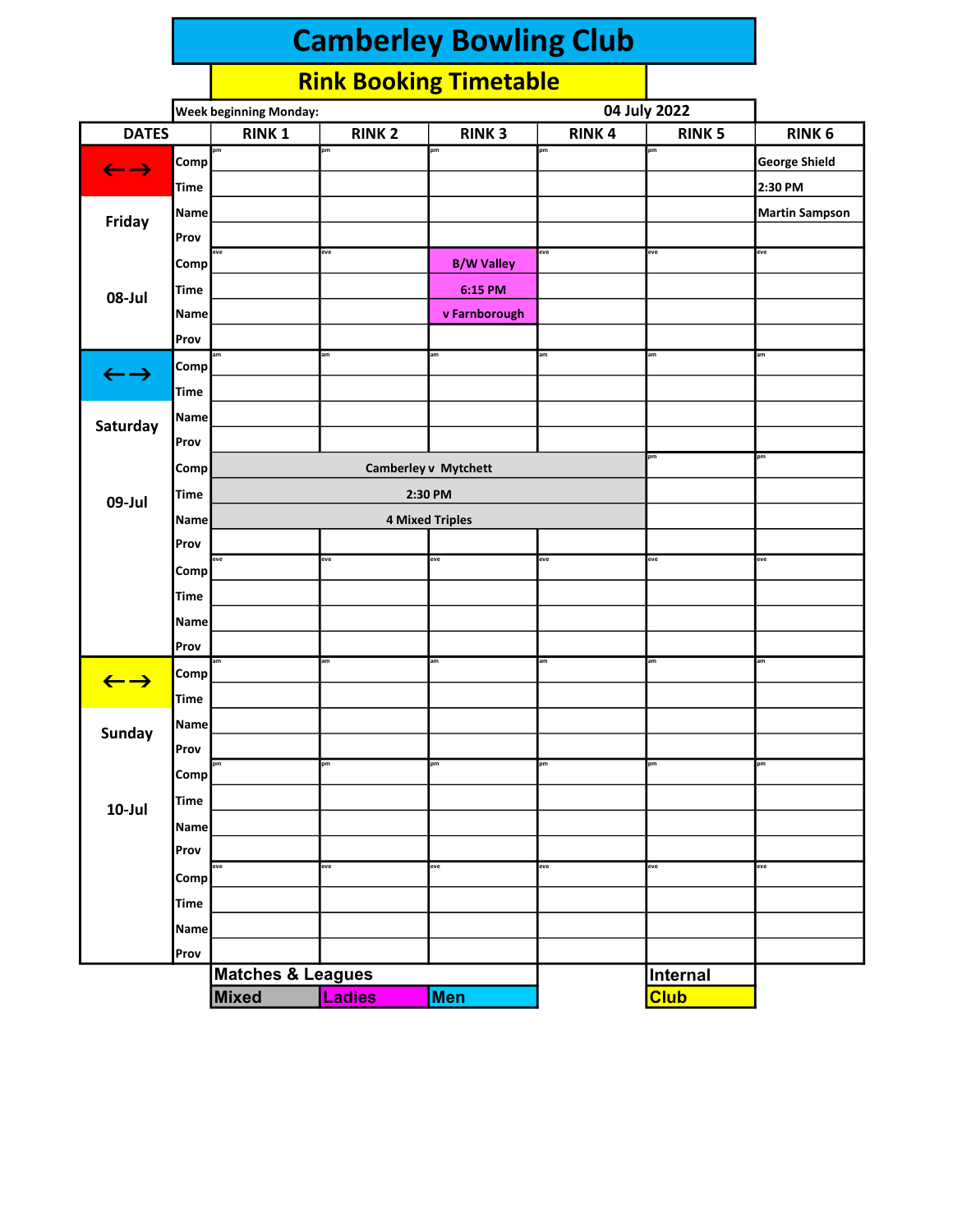# Camberley Bowling Club

## Rink Booking Timetable

Week beginning Monday: 04 July 2022

| DATES | | RINK 1 | RINK 2 | RINK 3 | RINK 4 | RINK 5 | RINK 6 |
|---|---|---|---|---|---|---|---|
| ←→ | Comp | pm | pm | pm | pm | pm | George Shield |
| | Time | | | | | | 2:30 PM |
| Friday | Name | | | | | | Martin Sampson |
| | Prov | | | | | | |
| | Comp | eve | eve | B/W Valley | eve | eve | eve |
| 08-Jul | Time | | | 6:15 PM | | | |
| | Name | | | v Farnborough | | | |
| | Prov | | | | | | |
| ←→ | Comp | am | am | am | am | am | am |
| | Time | | | | | | |
| Saturday | Name | | | | | | |
| | Prov | | | | | | |
| | Comp | Camberley v Mytchett | | | | pm | pm |
| 09-Jul | Time | 2:30 PM | | | | | |
| | Name | 4 Mixed Triples | | | | | |
| | Prov | | | | | | |
| | Comp | eve | eve | eve | eve | eve | eve |
| | Time | | | | | | |
| | Name | | | | | | |
| | Prov | | | | | | |
| ←→ | Comp | am | am | am | am | am | am |
| | Time | | | | | | |
| Sunday | Name | | | | | | |
| | Prov | | | | | | |
| | Comp | pm | pm | pm | pm | pm | pm |
| 10-Jul | Time | | | | | | |
| | Name | | | | | | |
| | Prov | | | | | | |
| | Comp | eve | eve | eve | eve | eve | eve |
| | Time | | | | | | |
| | Name | | | | | | |
| | Prov | | | | | | |

| Matches & Leagues | | | Internal |
|---|---|---|---|
| Mixed | Ladies | Men | Club |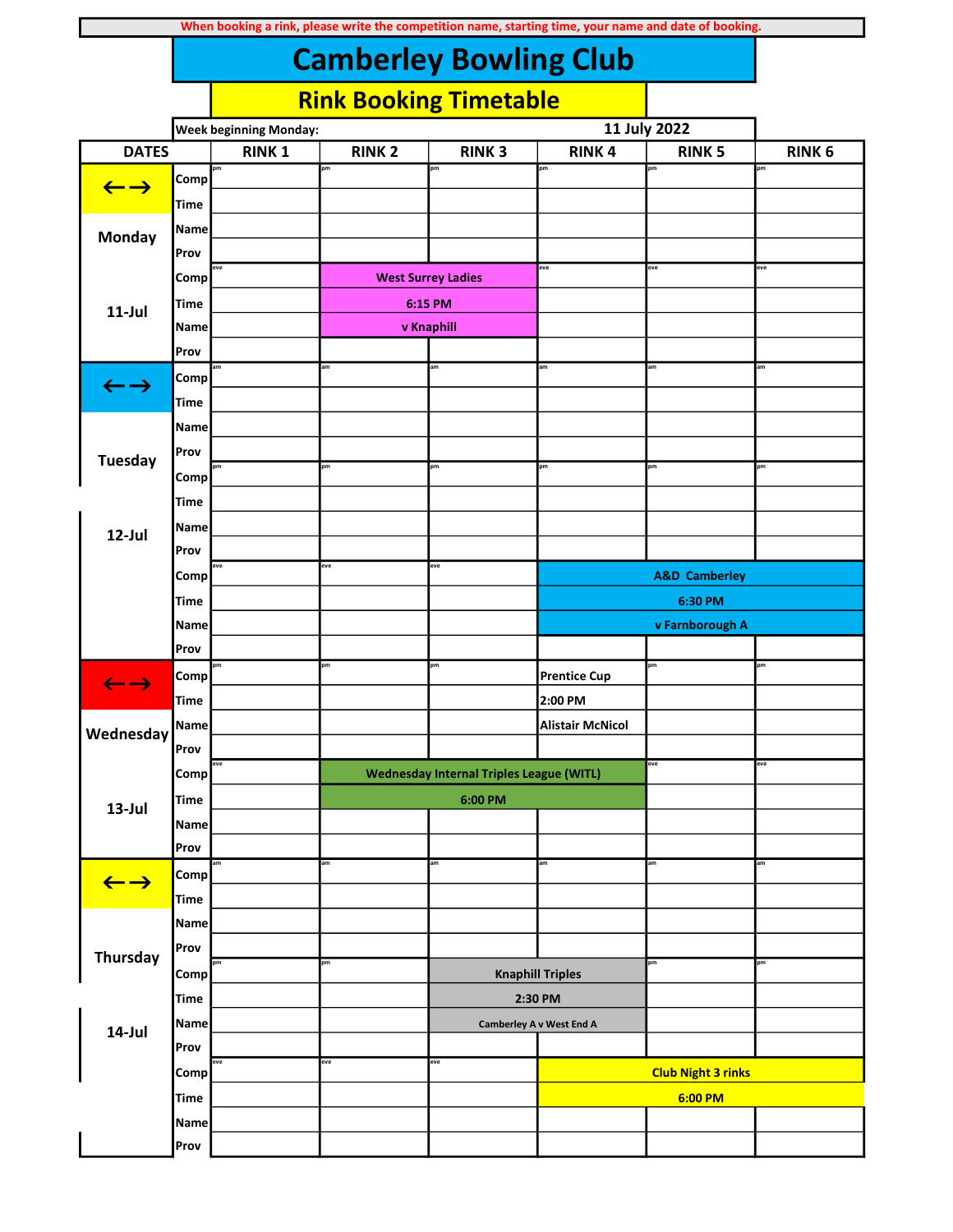When booking a rink, please write the competition name, starting time, your name and date of booking.

# Camberley Bowling Club

## Rink Booking Timetable

Week beginning Monday: 11 July 2022

| DATES | | RINK 1 | RINK 2 | RINK 3 | RINK 4 | RINK 5 | RINK 6 |
|---|---|---|---|---|---|---|---|
| ←→ | Comp | pm | pm | pm | pm | pm | pm |
| | Time | | | | | | |
| Monday | Name | | | | | | |
| | Prov | | | | | | |
| | Comp | eve | West Surrey Ladies | | eve | eve | eve |
| 11-Jul | Time | | 6:15 PM | | | | |
| | Name | | v Knaphill | | | | |
| | Prov | | | | | | |
| ←→ | Comp | am | am | am | am | am | am |
| | Time | | | | | | |
| | Name | | | | | | |
| Tuesday | Prov | | | | | | |
| | Comp | pm | pm | pm | pm | pm | pm |
| | Time | | | | | | |
| 12-Jul | Name | | | | | | |
| | Prov | | | | | | |
| | Comp | eve | eve | eve | | A&D Camberley | |
| | Time | | | | | 6:30 PM | |
| | Name | | | | | v Farnborough A | |
| | Prov | | | | | | |
| ←→ | Comp | pm | pm | pm | Prentice Cup | pm | pm |
| | Time | | | | 2:00 PM | | |
| Wednesday | Name | | | | Alistair McNicol | | |
| | Prov | | | | | | |
| | Comp | eve | | Wednesday Internal Triples League (WITL) | | eve | eve |
| 13-Jul | Time | | | 6:00 PM | | | |
| | Name | | | | | | |
| | Prov | | | | | | |
| ←→ | Comp | am | am | am | am | am | am |
| | Time | | | | | | |
| | Name | | | | | | |
| Thursday | Prov | | | | | | |
| | Comp | pm | pm | Knaphill Triples | | pm | pm |
| | Time | | | 2:30 PM | | | |
| 14-Jul | Name | | | Camberley A v West End A | | | |
| | Prov | | | | | | |
| | Comp | eve | eve | eve | | Club Night 3 rinks | |
| | Time | | | | | 6:00 PM | |
| | Name | | | | | | |
| | Prov | | | | | | |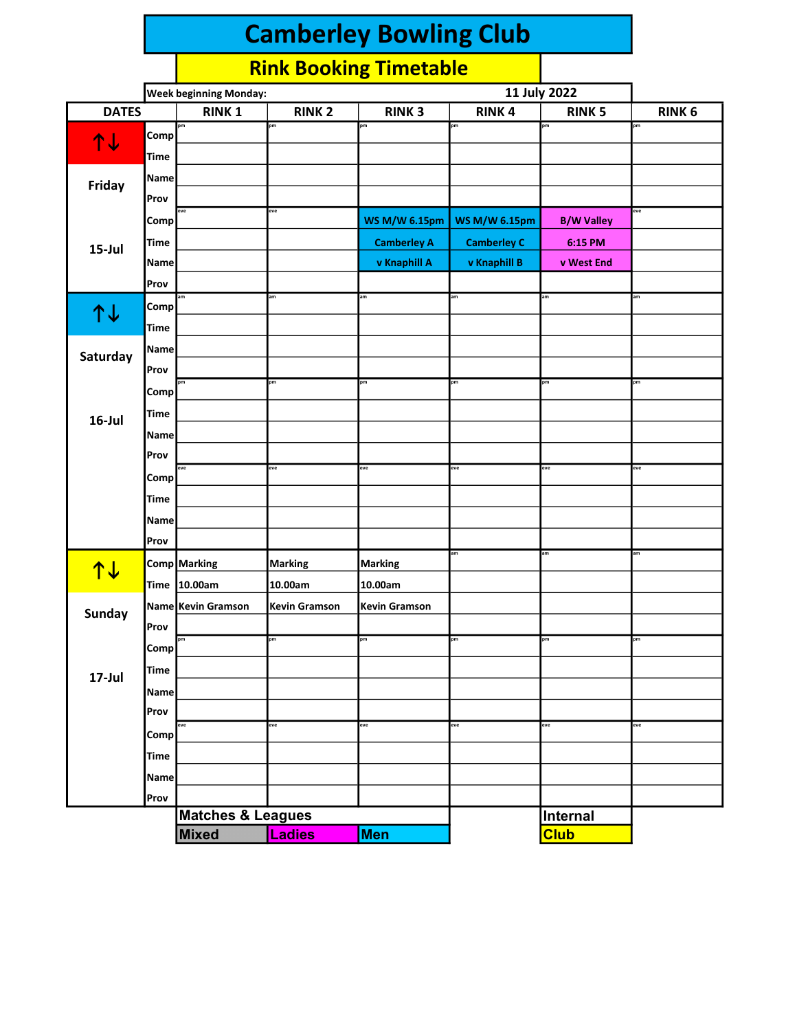# Camberley Bowling Club

## Rink Booking Timetable

Week beginning Monday: 11 July 2022

| DATES | | RINK 1 | RINK 2 | RINK 3 | RINK 4 | RINK 5 | RINK 6 |
|---|---|---|---|---|---|---|---|
| ↑↓ | Comp | pm | pm | pm | pm | pm | pm |
| | Time | | | | | | |
| Friday | Name | | | | | | |
| | Prov | | | | | | |
| | Comp | eve | eve | WS M/W 6.15pm | WS M/W 6.15pm | B/W Valley | eve |
| 15-Jul | Time | | | Camberley A | Camberley C | 6:15 PM | |
| | Name | | | v Knaphill A | v Knaphill B | v West End | |
| | Prov | | | | | | |
| ↑↓ | Comp | am | am | am | am | am | am |
| | Time | | | | | | |
| Saturday | Name | | | | | | |
| | Prov | | | | | | |
| | Comp | pm | pm | pm | pm | pm | pm |
| 16-Jul | Time | | | | | | |
| | Name | | | | | | |
| | Prov | | | | | | |
| | Comp | eve | eve | eve | eve | eve | eve |
| | Time | | | | | | |
| | Name | | | | | | |
| | Prov | | | | | | |
| ↑↓ | Comp | Marking | Marking | Marking | am | am | am |
| | Time | 10.00am | 10.00am | 10.00am | | | |
| Sunday | Name | Kevin Gramson | Kevin Gramson | Kevin Gramson | | | |
| | Prov | | | | | | |
| | Comp | pm | pm | pm | pm | pm | pm |
| 17-Jul | Time | | | | | | |
| | Name | | | | | | |
| | Prov | | | | | | |
| | Comp | eve | eve | eve | eve | eve | eve |
| | Time | | | | | | |
| | Name | | | | | | |
| | Prov | | | | | | |

| Matches & Leagues | | | Internal |
|---|---|---|---|
| Mixed | Ladies | Men | Club |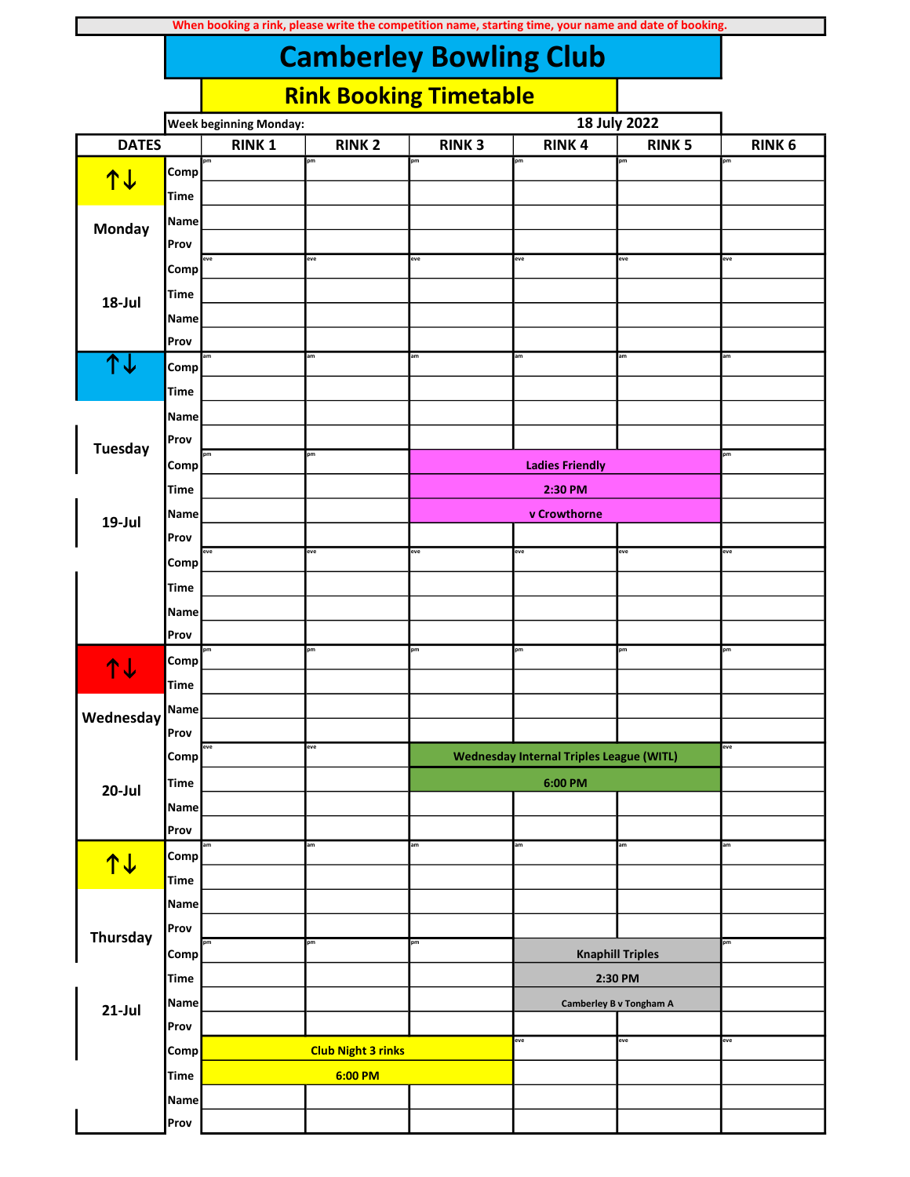When booking a rink, please write the competition name, starting time, your name and date of booking.

# Camberley Bowling Club

## Rink Booking Timetable

Week beginning Monday: 18 July 2022

| DATES | | RINK 1 | RINK 2 | RINK 3 | RINK 4 | RINK 5 | RINK 6 |
|---|---|---|---|---|---|---|---|
| ↑↓ | Comp | pm | pm | pm | pm | pm | pm |
| | Time | | | | | | |
| Monday | Name | | | | | | |
| | Prov | | | | | | |
| | Comp | eve | eve | eve | eve | eve | eve |
| 18-Jul | Time | | | | | | |
| | Name | | | | | | |
| | Prov | | | | | | |
| ↑↓ | Comp | am | am | am | am | am | am |
| | Time | | | | | | |
| | Name | | | | | | |
| Tuesday | Prov | | | | | | |
| | Comp | pm | pm | Ladies Friendly | | | pm |
| | Time | | | 2:30 PM | | | |
| 19-Jul | Name | | | v Crowthorne | | | |
| | Prov | | | | | | |
| | Comp | eve | eve | eve | eve | eve | eve |
| | Time | | | | | | |
| | Name | | | | | | |
| | Prov | | | | | | |
| ↑↓ | Comp | pm | pm | pm | pm | pm | pm |
| | Time | | | | | | |
| Wednesday | Name | | | | | | |
| | Prov | | | | | | |
| | Comp | eve | eve | Wednesday Internal Triples League (WITL) | | | eve |
| 20-Jul | Time | | | 6:00 PM | | | |
| | Name | | | | | | |
| | Prov | | | | | | |
| ↑↓ | Comp | am | am | am | am | am | am |
| | Time | | | | | | |
| | Name | | | | | | |
| Thursday | Prov | | | | | | |
| | Comp | pm | pm | pm | Knaphill Triples | | pm |
| | Time | | | | 2:30 PM | | |
| 21-Jul | Name | | | | Camberley B v Tongham A | | |
| | Prov | | | | | | |
| | Comp | Club Night 3 rinks | | | eve | eve | eve |
| | Time | 6:00 PM | | | | | |
| | Name | | | | | | |
| | Prov | | | | | | |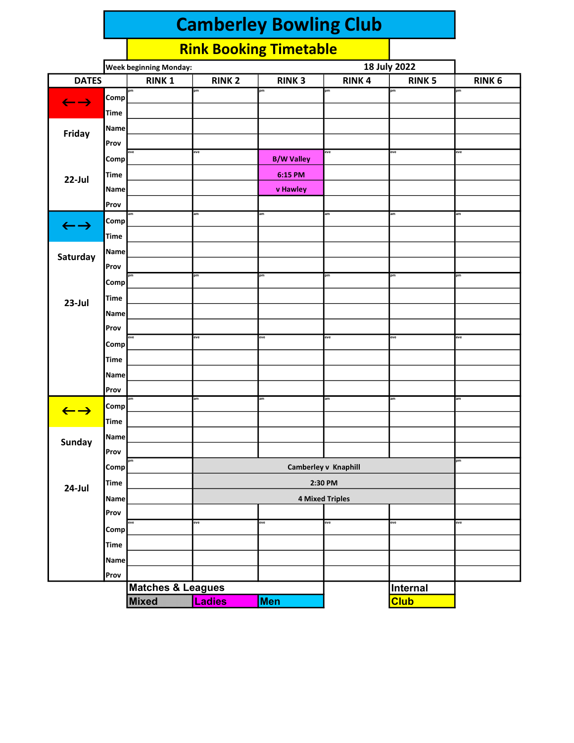# Camberley Bowling Club

## Rink Booking Timetable

Week beginning Monday: 18 July 2022

| DATES | | RINK 1 | RINK 2 | RINK 3 | RINK 4 | RINK 5 | RINK 6 |
|---|---|---|---|---|---|---|---|
| ←→ | Comp | pm | pm | pm | pm | pm | pm |
| | Time | | | | | | |
| Friday | Name | | | | | | |
| | Prov | | | | | | |
| | Comp | eve | eve | B/W Valley | eve | eve | eve |
| 22-Jul | Time | | | 6:15 PM | | | |
| | Name | | | v Hawley | | | |
| | Prov | | | | | | |
| ←→ | Comp | am | am | am | am | am | am |
| | Time | | | | | | |
| Saturday | Name | | | | | | |
| | Prov | | | | | | |
| | Comp | pm | pm | pm | pm | pm | pm |
| 23-Jul | Time | | | | | | |
| | Name | | | | | | |
| | Prov | | | | | | |
| | Comp | eve | eve | eve | eve | eve | eve |
| | Time | | | | | | |
| | Name | | | | | | |
| | Prov | | | | | | |
| ←→ | Comp | am | am | am | am | am | am |
| | Time | | | | | | |
| Sunday | Name | | | | | | |
| | Prov | | | | | | |
| | Comp | pm | Camberley v Knaphill | | | | pm |
| 24-Jul | Time | | 2:30 PM | | | | |
| | Name | | 4 Mixed Triples | | | | |
| | Prov | | | | | | |
| | Comp | eve | eve | eve | eve | eve | eve |
| | Time | | | | | | |
| | Name | | | | | | |
| | Prov | | | | | | |

| Matches & Leagues | | | Internal |
|---|---|---|---|
| Mixed | Ladies | Men | Club |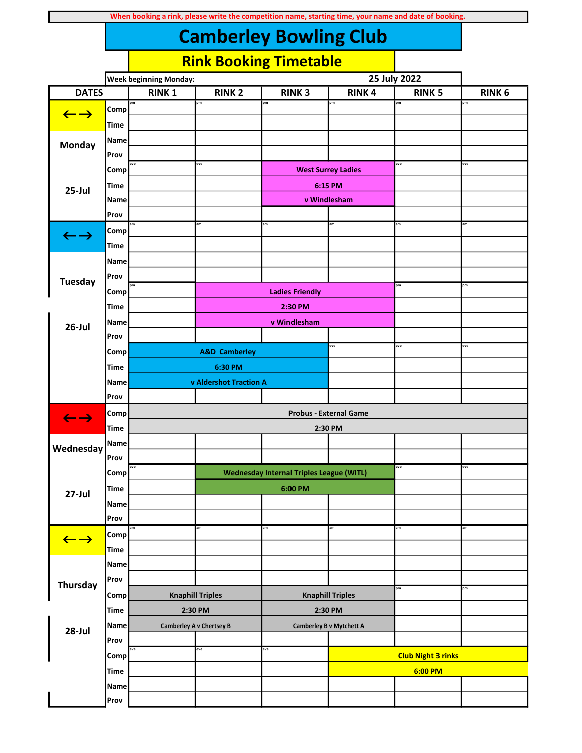When booking a rink, please write the competition name, starting time, your name and date of booking.

# Camberley Bowling Club

## Rink Booking Timetable

Week beginning Monday: 25 July 2022

| DATES | | RINK 1 | RINK 2 | RINK 3 | RINK 4 | RINK 5 | RINK 6 |
|---|---|---|---|---|---|---|---|
| ←→ | Comp | pm | pm | pm | pm | pm | pm |
| | Time | | | | | | |
| Monday | Name | | | | | | |
| | Prov | | | | | | |
| | Comp | eve | eve | West Surrey Ladies | | eve | eve |
| 25-Jul | Time | | | 6:15 PM | | | |
| | Name | | | v Windlesham | | | |
| | Prov | | | | | | |
| ←→ | Comp | am | am | am | am | am | am |
| | Time | | | | | | |
| | Name | | | | | | |
| Tuesday | Prov | | | | | | |
| | Comp | pm | Ladies Friendly | | | pm | pm |
| | Time | | 2:30 PM | | | | |
| 26-Jul | Name | | v Windlesham | | | | |
| | Prov | | | | | | |
| | Comp | A&D Camberley | | | eve | eve | eve |
| | Time | 6:30 PM | | | | | |
| | Name | v Aldershot Traction A | | | | | |
| | Prov | | | | | | |
| ←→ | Comp | Probus - External Game | | | | | |
| | Time | 2:30 PM | | | | | |
| Wednesday | Name | | | | | | |
| | Prov | | | | | | |
| | Comp | eve | Wednesday Internal Triples League (WITL) | | | eve | eve |
| 27-Jul | Time | | 6:00 PM | | | | |
| | Name | | | | | | |
| | Prov | | | | | | |
| ←→ | Comp | am | am | am | am | am | am |
| | Time | | | | | | |
| | Name | | | | | | |
| Thursday | Prov | | | | | | |
| | Comp | Knaphill Triples | | Knaphill Triples | | pm | pm |
| | Time | 2:30 PM | | 2:30 PM | | | |
| 28-Jul | Name | Camberley A v Chertsey B | | Camberley B v Mytchett A | | | |
| | Prov | | | | | | |
| | Comp | eve | eve | eve | Club Night 3 rinks | | |
| | Time | | | | 6:00 PM | | |
| | Name | | | | | | |
| | Prov | | | | | | |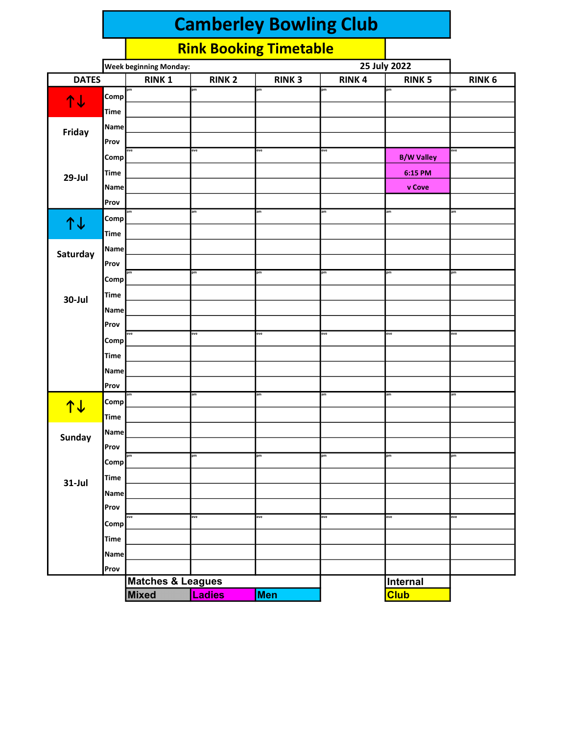# Camberley Bowling Club

## Rink Booking Timetable

Week beginning Monday: 25 July 2022

| DATES | | RINK 1 | RINK 2 | RINK 3 | RINK 4 | RINK 5 | RINK 6 |
|---|---|---|---|---|---|---|---|
| ↑↓ | Comp | pm | pm | pm | pm | pm | pm |
| | Time | | | | | | |
| Friday | Name | | | | | | |
| | Prov | | | | | | |
| | Comp | eve | eve | eve | eve | B/W Valley | eve |
| 29-Jul | Time | | | | | 6:15 PM | |
| | Name | | | | | v Cove | |
| | Prov | | | | | | |
| ↑↓ | Comp | am | am | am | am | am | am |
| | Time | | | | | | |
| Saturday | Name | | | | | | |
| | Prov | | | | | | |
| | Comp | pm | pm | pm | pm | pm | pm |
| 30-Jul | Time | | | | | | |
| | Name | | | | | | |
| | Prov | | | | | | |
| | Comp | eve | eve | eve | eve | eve | eve |
| | Time | | | | | | |
| | Name | | | | | | |
| | Prov | | | | | | |
| ↑↓ | Comp | am | am | am | am | am | am |
| | Time | | | | | | |
| Sunday | Name | | | | | | |
| | Prov | | | | | | |
| | Comp | pm | pm | pm | pm | pm | pm |
| 31-Jul | Time | | | | | | |
| | Name | | | | | | |
| | Prov | | | | | | |
| | Comp | eve | eve | eve | eve | eve | eve |
| | Time | | | | | | |
| | Name | | | | | | |
| | Prov | | | | | | |

| Matches & Leagues | | | Internal |
|---|---|---|---|
| Mixed | Ladies | Men | Club |